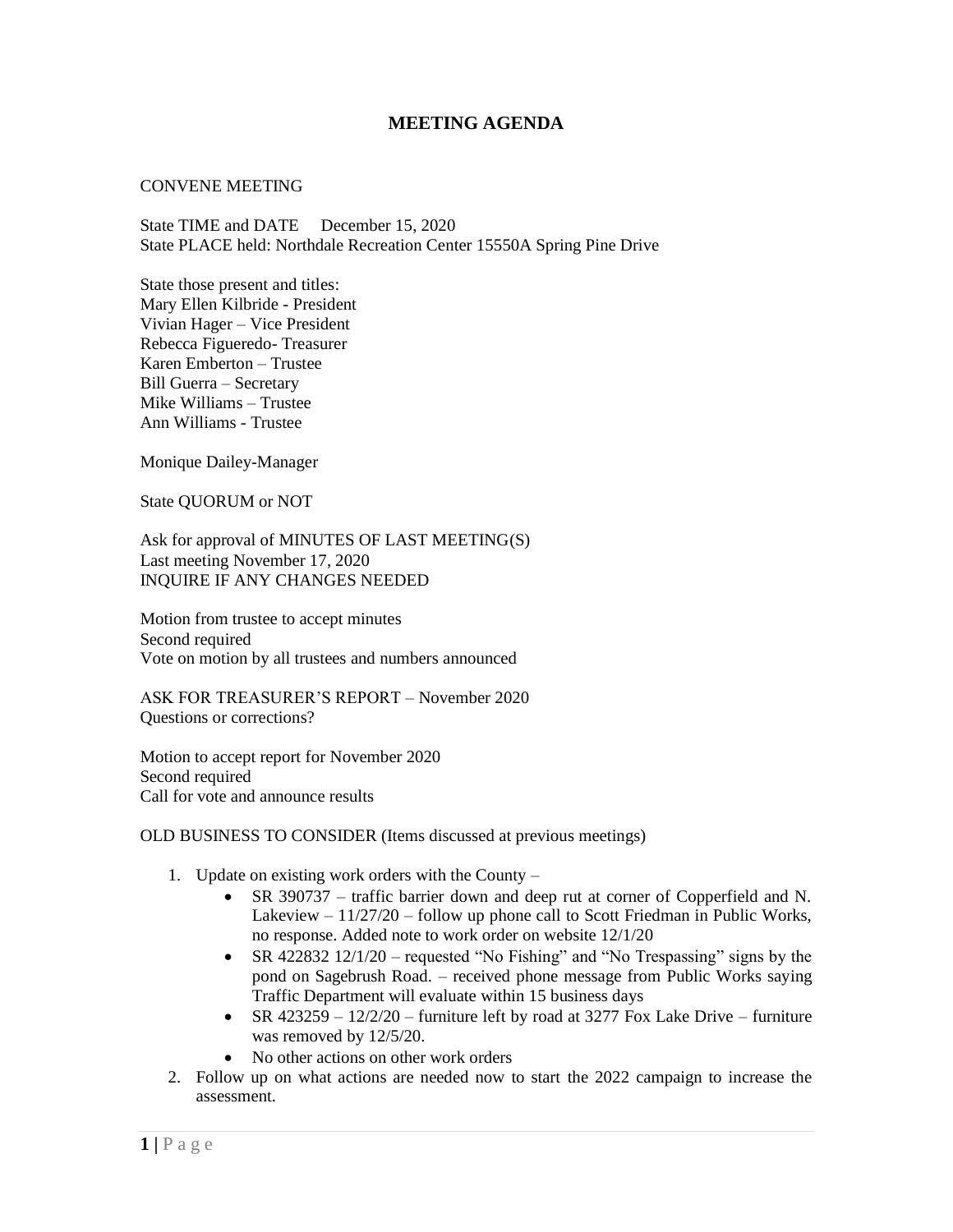# MEETING AGENDA

CONVENE MEETING

State TIME and DATE December 15, 2020
State PLACE held: Northdale Recreation Center 15550A Spring Pine Drive

State those present and titles:
Mary Ellen Kilbride - President
Vivian Hager – Vice President
Rebecca Figueredo- Treasurer
Karen Emberton – Trustee
Bill Guerra – Secretary
Mike Williams – Trustee
Ann Williams - Trustee

Monique Dailey-Manager

State QUORUM or NOT

Ask for approval of MINUTES OF LAST MEETING(S)
Last meeting November 17, 2020
INQUIRE IF ANY CHANGES NEEDED

Motion from trustee to accept minutes
Second required
Vote on motion by all trustees and numbers announced

ASK FOR TREASURER'S REPORT – November 2020
Questions or corrections?

Motion to accept report for November 2020
Second required
Call for vote and announce results

OLD BUSINESS TO CONSIDER (Items discussed at previous meetings)

1. Update on existing work orders with the County –
   - SR 390737 – traffic barrier down and deep rut at corner of Copperfield and N. Lakeview – 11/27/20 – follow up phone call to Scott Friedman in Public Works, no response. Added note to work order on website 12/1/20
   - SR 422832 12/1/20 – requested "No Fishing" and "No Trespassing" signs by the pond on Sagebrush Road. – received phone message from Public Works saying Traffic Department will evaluate within 15 business days
   - SR 423259 – 12/2/20 – furniture left by road at 3277 Fox Lake Drive – furniture was removed by 12/5/20.
   - No other actions on other work orders
2. Follow up on what actions are needed now to start the 2022 campaign to increase the assessment.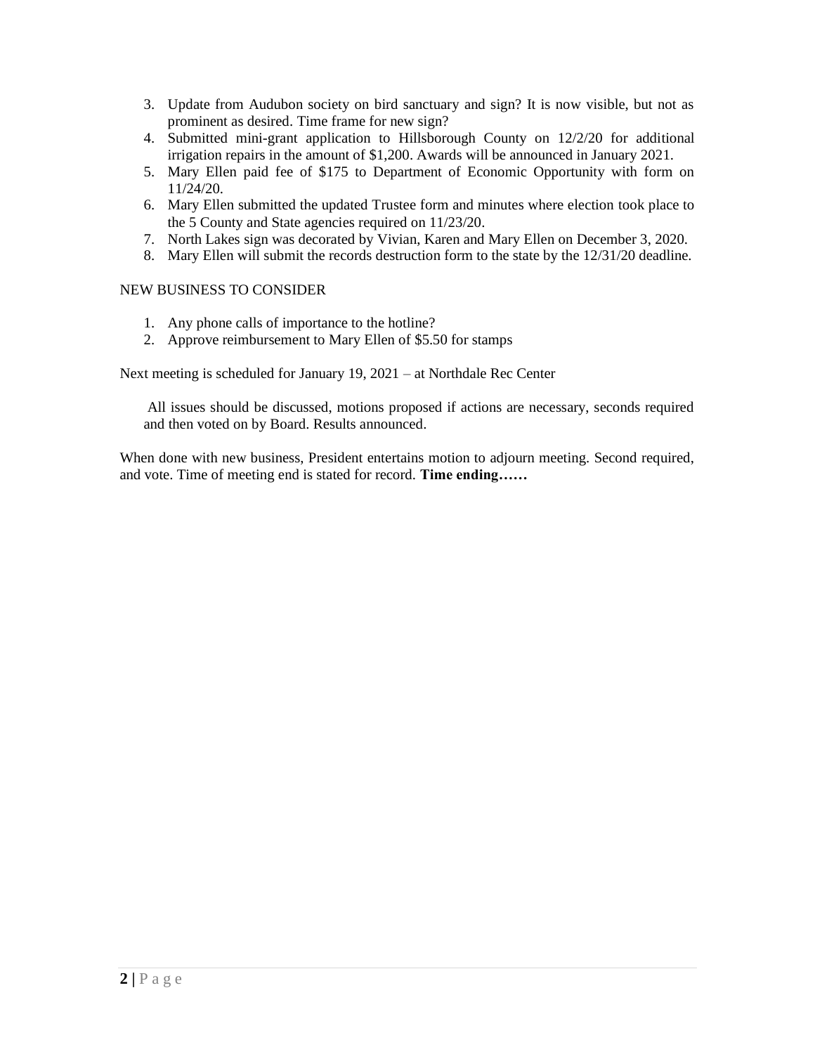3. Update from Audubon society on bird sanctuary and sign? It is now visible, but not as prominent as desired. Time frame for new sign?
4. Submitted mini-grant application to Hillsborough County on 12/2/20 for additional irrigation repairs in the amount of $1,200. Awards will be announced in January 2021.
5. Mary Ellen paid fee of $175 to Department of Economic Opportunity with form on 11/24/20.
6. Mary Ellen submitted the updated Trustee form and minutes where election took place to the 5 County and State agencies required on 11/23/20.
7. North Lakes sign was decorated by Vivian, Karen and Mary Ellen on December 3, 2020.
8. Mary Ellen will submit the records destruction form to the state by the 12/31/20 deadline.

NEW BUSINESS TO CONSIDER

1. Any phone calls of importance to the hotline?
2. Approve reimbursement to Mary Ellen of $5.50 for stamps

Next meeting is scheduled for January 19, 2021 – at Northdale Rec Center

All issues should be discussed, motions proposed if actions are necessary, seconds required and then voted on by Board. Results announced.

When done with new business, President entertains motion to adjourn meeting. Second required, and vote. Time of meeting end is stated for record. **Time ending……**